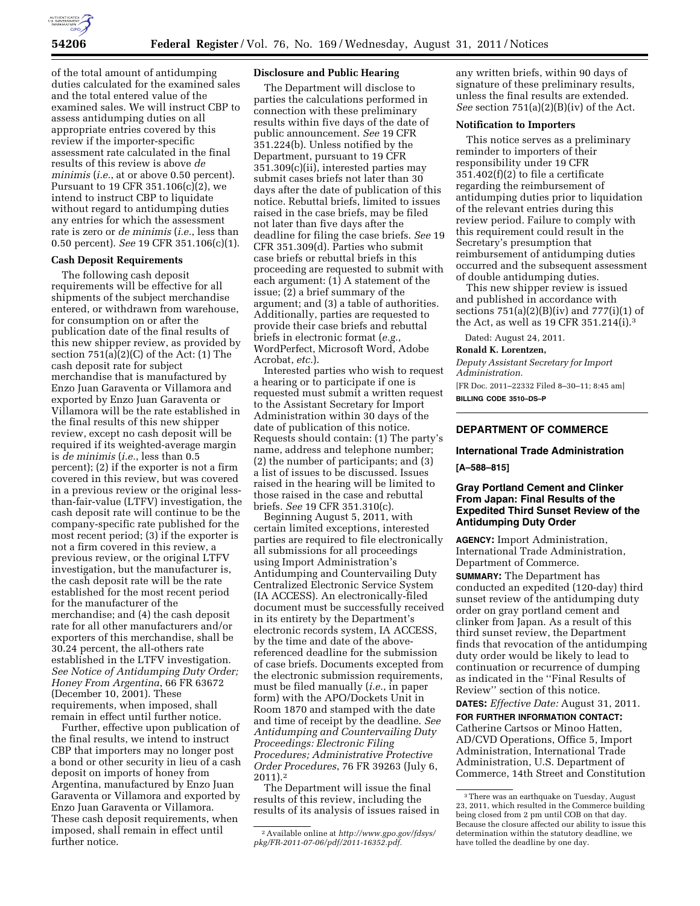of the total amount of antidumping duties calculated for the examined sales and the total entered value of the examined sales. We will instruct CBP to assess antidumping duties on all appropriate entries covered by this review if the importer-specific assessment rate calculated in the final results of this review is above *de minimis* (*i.e.*, at or above 0.50 percent). Pursuant to 19 CFR 351.106(c)(2), we intend to instruct CBP to liquidate without regard to antidumping duties any entries for which the assessment rate is zero or *de minimis* (*i.e.*, less than 0.50 percent). *See* 19 CFR 351.106(c)(1).

**Cash Deposit Requirements**

The following cash deposit requirements will be effective for all shipments of the subject merchandise entered, or withdrawn from warehouse, for consumption on or after the publication date of the final results of this new shipper review, as provided by section 751(a)(2)(C) of the Act: (1) The cash deposit rate for subject merchandise that is manufactured by Enzo Juan Garaventa or Villamora and exported by Enzo Juan Garaventa or Villamora will be the rate established in the final results of this new shipper review, except no cash deposit will be required if its weighted-average margin is *de minimis* (*i.e.*, less than 0.5 percent); (2) if the exporter is not a firm covered in this review, but was covered in a previous review or the original less-than-fair-value (LTFV) investigation, the cash deposit rate will continue to be the company-specific rate published for the most recent period; (3) if the exporter is not a firm covered in this review, a previous review, or the original LTFV investigation, but the manufacturer is, the cash deposit rate will be the rate established for the most recent period for the manufacturer of the merchandise; and (4) the cash deposit rate for all other manufacturers and/or exporters of this merchandise, shall be 30.24 percent, the all-others rate established in the LTFV investigation. *See Notice of Antidumping Duty Order; Honey From Argentina*, 66 FR 63672 (December 10, 2001). These requirements, when imposed, shall remain in effect until further notice.

Further, effective upon publication of the final results, we intend to instruct CBP that importers may no longer post a bond or other security in lieu of a cash deposit on imports of honey from Argentina, manufactured by Enzo Juan Garaventa or Villamora and exported by Enzo Juan Garaventa or Villamora. These cash deposit requirements, when imposed, shall remain in effect until further notice.

**Disclosure and Public Hearing**

The Department will disclose to parties the calculations performed in connection with these preliminary results within five days of the date of public announcement. *See* 19 CFR 351.224(b). Unless notified by the Department, pursuant to 19 CFR 351.309(c)(ii), interested parties may submit cases briefs not later than 30 days after the date of publication of this notice. Rebuttal briefs, limited to issues raised in the case briefs, may be filed not later than five days after the deadline for filing the case briefs. *See* 19 CFR 351.309(d). Parties who submit case briefs or rebuttal briefs in this proceeding are requested to submit with each argument: (1) A statement of the issue; (2) a brief summary of the argument; and (3) a table of authorities. Additionally, parties are requested to provide their case briefs and rebuttal briefs in electronic format (*e.g.*, WordPerfect, Microsoft Word, Adobe Acrobat, *etc.*).

Interested parties who wish to request a hearing or to participate if one is requested must submit a written request to the Assistant Secretary for Import Administration within 30 days of the date of publication of this notice. Requests should contain: (1) The party's name, address and telephone number; (2) the number of participants; and (3) a list of issues to be discussed. Issues raised in the hearing will be limited to those raised in the case and rebuttal briefs. *See* 19 CFR 351.310(c).

Beginning August 5, 2011, with certain limited exceptions, interested parties are required to file electronically all submissions for all proceedings using Import Administration's Antidumping and Countervailing Duty Centralized Electronic Service System (IA ACCESS). An electronically-filed document must be successfully received in its entirety by the Department's electronic records system, IA ACCESS, by the time and date of the above-referenced deadline for the submission of case briefs. Documents excepted from the electronic submission requirements, must be filed manually (*i.e.*, in paper form) with the APO/Dockets Unit in Room 1870 and stamped with the date and time of receipt by the deadline. *See Antidumping and Countervailing Duty Proceedings: Electronic Filing Procedures; Administrative Protective Order Procedures*, 76 FR 39263 (July 6, 2011).[2]

The Department will issue the final results of this review, including the results of its analysis of issues raised in any written briefs, within 90 days of signature of these preliminary results, unless the final results are extended. *See* section 751(a)(2)(B)(iv) of the Act.

**Notification to Importers**

This notice serves as a preliminary reminder to importers of their responsibility under 19 CFR 351.402(f)(2) to file a certificate regarding the reimbursement of antidumping duties prior to liquidation of the relevant entries during this review period. Failure to comply with this requirement could result in the Secretary's presumption that reimbursement of antidumping duties occurred and the subsequent assessment of double antidumping duties.

This new shipper review is issued and published in accordance with sections 751(a)(2)(B)(iv) and 777(i)(1) of the Act, as well as 19 CFR 351.214(i).[3]

Dated: August 24, 2011.

**Ronald K. Lorentzen,**

*Deputy Assistant Secretary for Import Administration.*

[FR Doc. 2011–22332 Filed 8–30–11; 8:45 am]

**BILLING CODE 3510–DS–P**

[2] Available online at *http://www.gpo.gov/fdsys/pkg/FR-2011-07-06/pdf/2011-16352.pdf.*

[3] There was an earthquake on Tuesday, August 23, 2011, which resulted in the Commerce building being closed from 2 pm until COB on that day. Because the closure affected our ability to issue this determination within the statutory deadline, we have tolled the deadline by one day.

---

## DEPARTMENT OF COMMERCE

### International Trade Administration

**[A–588–815]**

### Gray Portland Cement and Clinker From Japan: Final Results of the Expedited Third Sunset Review of the Antidumping Duty Order

**AGENCY:** Import Administration, International Trade Administration, Department of Commerce.

**SUMMARY:** The Department has conducted an expedited (120-day) third sunset review of the antidumping duty order on gray portland cement and clinker from Japan. As a result of this third sunset review, the Department finds that revocation of the antidumping duty order would be likely to lead to continuation or recurrence of dumping as indicated in the ''Final Results of Review'' section of this notice.

**DATES:** *Effective Date:* August 31, 2011.

**FOR FURTHER INFORMATION CONTACT:** Catherine Cartsos or Minoo Hatten, AD/CVD Operations, Office 5, Import Administration, International Trade Administration, U.S. Department of Commerce, 14th Street and Constitution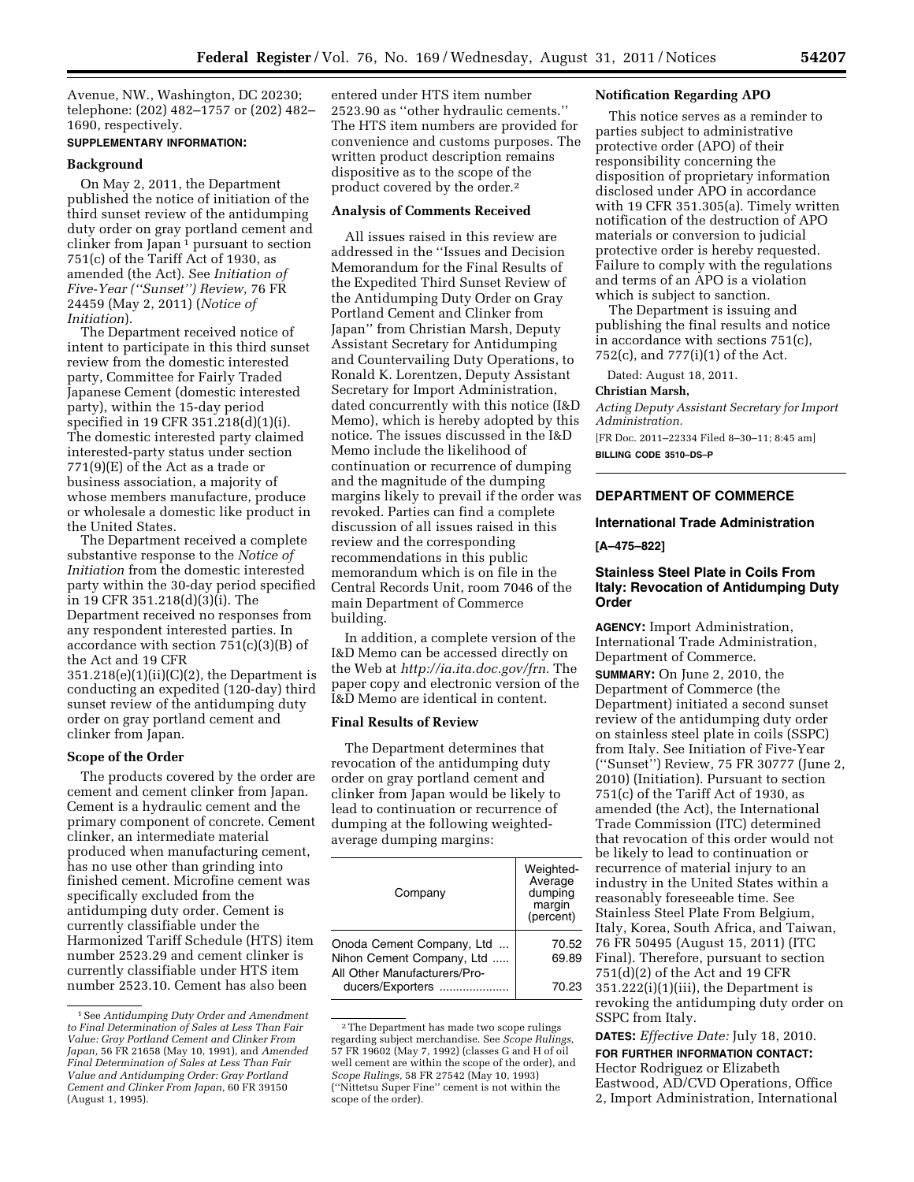Avenue, NW., Washington, DC 20230; telephone: (202) 482–1757 or (202) 482–1690, respectively.

**SUPPLEMENTARY INFORMATION:**

### Background

On May 2, 2011, the Department published the notice of initiation of the third sunset review of the antidumping duty order on gray portland cement and clinker from Japan[1] pursuant to section 751(c) of the Tariff Act of 1930, as amended (the Act). See *Initiation of Five-Year (''Sunset'') Review,* 76 FR 24459 (May 2, 2011) (*Notice of Initiation*).

The Department received notice of intent to participate in this third sunset review from the domestic interested party, Committee for Fairly Traded Japanese Cement (domestic interested party), within the 15-day period specified in 19 CFR 351.218(d)(1)(i). The domestic interested party claimed interested-party status under section 771(9)(E) of the Act as a trade or business association, a majority of whose members manufacture, produce or wholesale a domestic like product in the United States.

The Department received a complete substantive response to the *Notice of Initiation* from the domestic interested party within the 30-day period specified in 19 CFR 351.218(d)(3)(i). The Department received no responses from any respondent interested parties. In accordance with section 751(c)(3)(B) of the Act and 19 CFR 351.218(e)(1)(ii)(C)(2), the Department is conducting an expedited (120-day) third sunset review of the antidumping duty order on gray portland cement and clinker from Japan.

### Scope of the Order

The products covered by the order are cement and cement clinker from Japan. Cement is a hydraulic cement and the primary component of concrete. Cement clinker, an intermediate material produced when manufacturing cement, has no use other than grinding into finished cement. Microfine cement was specifically excluded from the antidumping duty order. Cement is currently classifiable under the Harmonized Tariff Schedule (HTS) item number 2523.29 and cement clinker is currently classifiable under HTS item number 2523.10. Cement has also been entered under HTS item number 2523.90 as ''other hydraulic cements.'' The HTS item numbers are provided for convenience and customs purposes. The written product description remains dispositive as to the scope of the product covered by the order.[2]

### Analysis of Comments Received

All issues raised in this review are addressed in the ''Issues and Decision Memorandum for the Final Results of the Expedited Third Sunset Review of the Antidumping Duty Order on Gray Portland Cement and Clinker from Japan'' from Christian Marsh, Deputy Assistant Secretary for Antidumping and Countervailing Duty Operations, to Ronald K. Lorentzen, Deputy Assistant Secretary for Import Administration, dated concurrently with this notice (I&D Memo), which is hereby adopted by this notice. The issues discussed in the I&D Memo include the likelihood of continuation or recurrence of dumping and the magnitude of the dumping margins likely to prevail if the order was revoked. Parties can find a complete discussion of all issues raised in this review and the corresponding recommendations in this public memorandum which is on file in the Central Records Unit, room 7046 of the main Department of Commerce building.

In addition, a complete version of the I&D Memo can be accessed directly on the Web at *http://ia.ita.doc.gov/frn.* The paper copy and electronic version of the I&D Memo are identical in content.

### Final Results of Review

The Department determines that revocation of the antidumping duty order on gray portland cement and clinker from Japan would be likely to lead to continuation or recurrence of dumping at the following weighted-average dumping margins:

| Company | Weighted-Average dumping margin (percent) |
|---|---|
| Onoda Cement Company, Ltd ... | 70.52 |
| Nihon Cement Company, Ltd ..... | 69.89 |
| All Other Manufacturers/Producers/Exporters ..................... | 70.23 |

### Notification Regarding APO

This notice serves as a reminder to parties subject to administrative protective order (APO) of their responsibility concerning the disposition of proprietary information disclosed under APO in accordance with 19 CFR 351.305(a). Timely written notification of the destruction of APO materials or conversion to judicial protective order is hereby requested. Failure to comply with the regulations and terms of an APO is a violation which is subject to sanction.

The Department is issuing and publishing the final results and notice in accordance with sections 751(c), 752(c), and 777(i)(1) of the Act.

Dated: August 18, 2011.

**Christian Marsh,**

*Acting Deputy Assistant Secretary for Import Administration.*

[FR Doc. 2011–22334 Filed 8–30–11; 8:45 am]

**BILLING CODE 3510–DS–P**

[1] See *Antidumping Duty Order and Amendment to Final Determination of Sales at Less Than Fair Value: Gray Portland Cement and Clinker From Japan,* 56 FR 21658 (May 10, 1991), and *Amended Final Determination of Sales at Less Than Fair Value and Antidumping Order: Gray Portland Cement and Clinker From Japan,* 60 FR 39150 (August 1, 1995).

[2] The Department has made two scope rulings regarding subject merchandise. See *Scope Rulings,* 57 FR 19602 (May 7, 1992) (classes G and H of oil well cement are within the scope of the order), and *Scope Rulings,* 58 FR 27542 (May 10, 1993) (''Nittetsu Super Fine'' cement is not within the scope of the order).

---

## DEPARTMENT OF COMMERCE

### International Trade Administration

**[A–475–822]**

### Stainless Steel Plate in Coils From Italy: Revocation of Antidumping Duty Order

**AGENCY:** Import Administration, International Trade Administration, Department of Commerce.

**SUMMARY:** On June 2, 2010, the Department of Commerce (the Department) initiated a second sunset review of the antidumping duty order on stainless steel plate in coils (SSPC) from Italy. See Initiation of Five-Year (''Sunset'') Review, 75 FR 30777 (June 2, 2010) (Initiation). Pursuant to section 751(c) of the Tariff Act of 1930, as amended (the Act), the International Trade Commission (ITC) determined that revocation of this order would not be likely to lead to continuation or recurrence of material injury to an industry in the United States within a reasonably foreseeable time. See Stainless Steel Plate From Belgium, Italy, Korea, South Africa, and Taiwan, 76 FR 50495 (August 15, 2011) (ITC Final). Therefore, pursuant to section 751(d)(2) of the Act and 19 CFR 351.222(i)(1)(iii), the Department is revoking the antidumping duty order on SSPC from Italy.

**DATES:** *Effective Date:* July 18, 2010.

**FOR FURTHER INFORMATION CONTACT:** Hector Rodriguez or Elizabeth Eastwood, AD/CVD Operations, Office 2, Import Administration, International